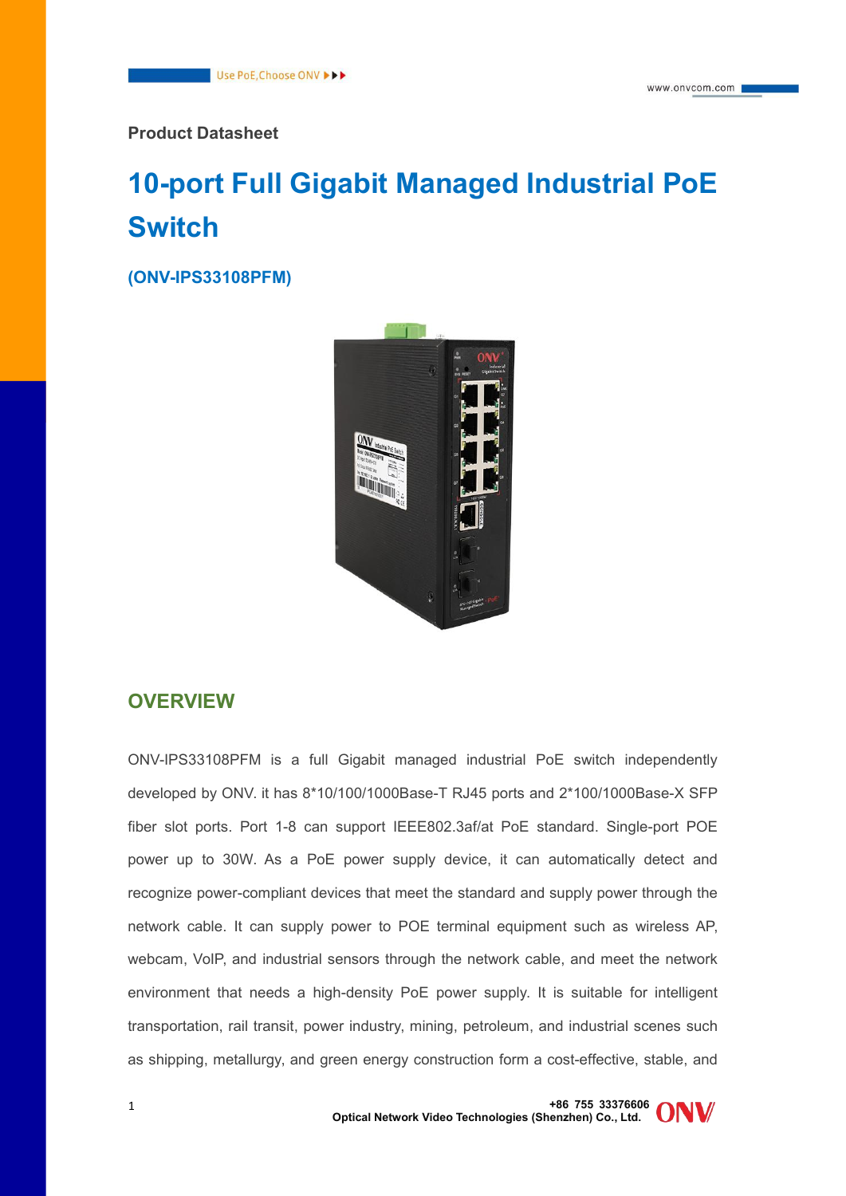Product Datasheet

# 10-port Full Gigabit Managed Industrial PoE Switch

**(ONV-IPS33108PFM)**

## OVERVIEW

ONV-IPS33108PFM is a full Gigabit managed industrial PoE switch independently developed by ONV. it has 8*10/100/1000Base-T RJ45 ports and 2*100/1000Base-X SFP fiber slot ports. Port 1-8 can support IEEE802.3af/at PoE standard. Single-port POE power up to 30W. As a PoE power supply device, it can automatically detect and recognize power-compliant devices that meet the standard and supply power through the network cable. It can supply power to POE terminal equipment such as wireless AP, webcam, VoIP, and industrial sensors through the network cable, and meet the network environment that needs a high-density PoE power supply. It is suitable for intelligent transportation, rail transit, power industry, mining, petroleum, and industrial scenes such as shipping, metallurgy, and green energy construction form a cost-effective, stable, and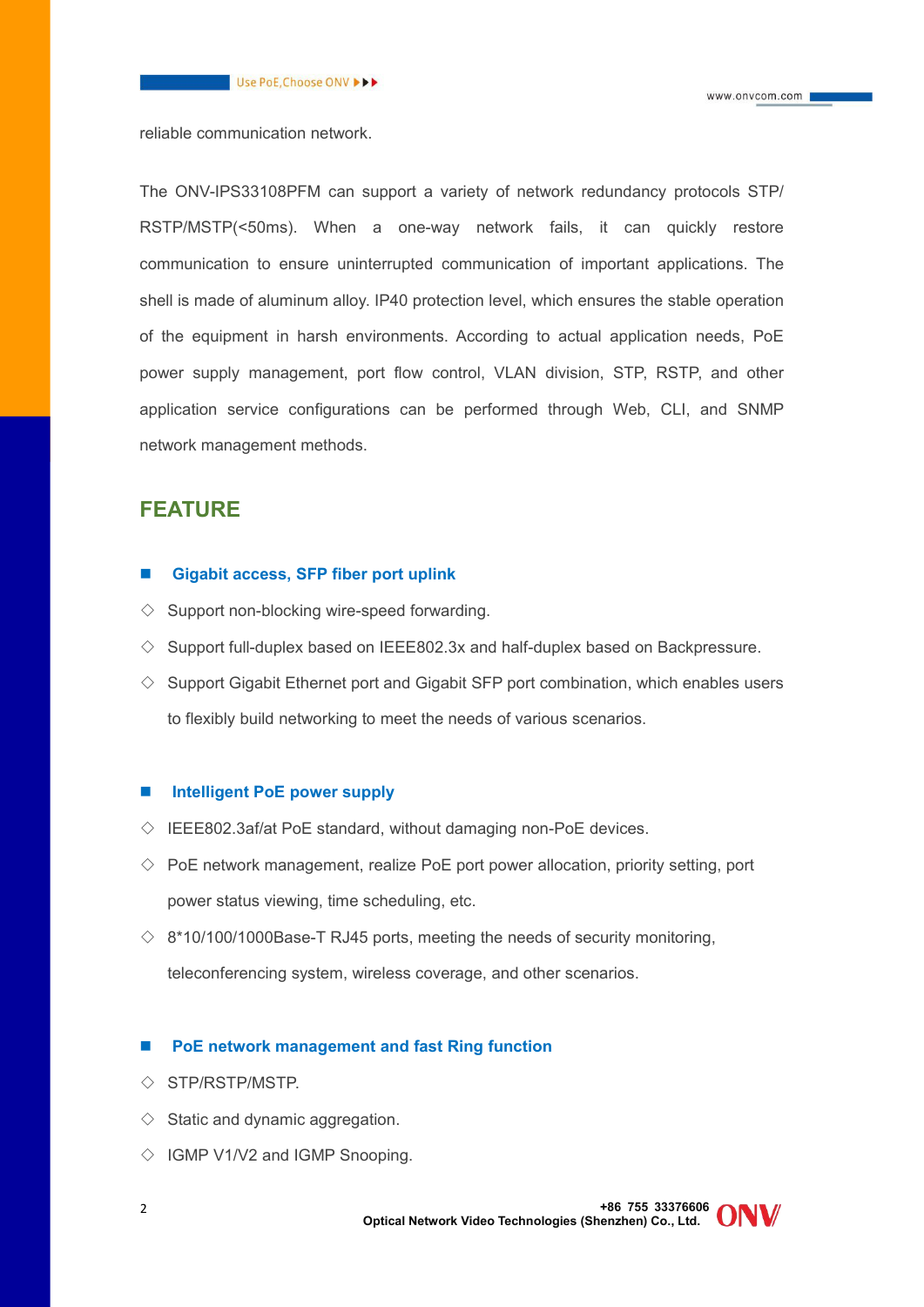reliable communication network.

The ONV-IPS33108PFM can support a variety of network redundancy protocols STP/ RSTP/MSTP(<50ms). When a one-way network fails, it can quickly restore communication to ensure uninterrupted communication of important applications. The shell is made of aluminum alloy. IP40 protection level, which ensures the stable operation of the equipment in harsh environments. According to actual application needs, PoE power supply management, port flow control, VLAN division, STP, RSTP, and other application service configurations can be performed through Web, CLI, and SNMP network management methods.

## FEATURE

### Gigabit access, SFP fiber port uplink

- Support non-blocking wire-speed forwarding.
- Support full-duplex based on IEEE802.3x and half-duplex based on Backpressure.
- Support Gigabit Ethernet port and Gigabit SFP port combination, which enables users to flexibly build networking to meet the needs of various scenarios.

### Intelligent PoE power supply

- IEEE802.3af/at PoE standard, without damaging non-PoE devices.
- PoE network management, realize PoE port power allocation, priority setting, port power status viewing, time scheduling, etc.
- 8*10/100/1000Base-T RJ45 ports, meeting the needs of security monitoring, teleconferencing system, wireless coverage, and other scenarios.

### PoE network management and fast Ring function

- STP/RSTP/MSTP.
- Static and dynamic aggregation.
- IGMP V1/V2 and IGMP Snooping.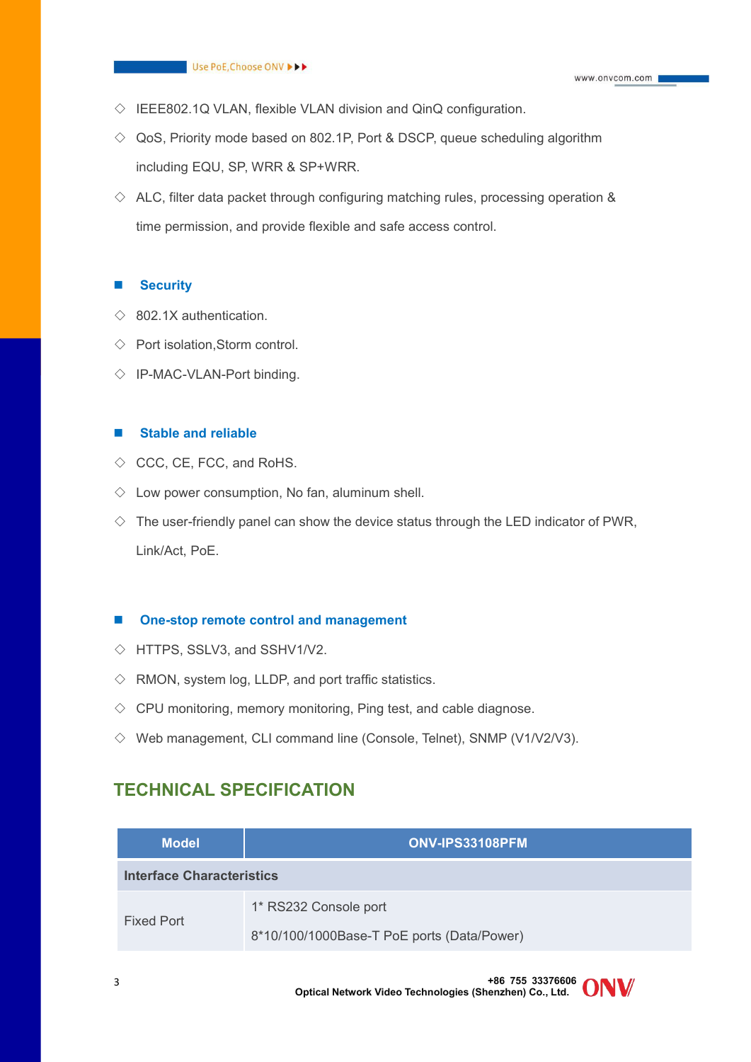- ◇ IEEE802.1Q VLAN, flexible VLAN division and QinQ configuration.
- ◇ QoS, Priority mode based on 802.1P, Port & DSCP, queue scheduling algorithm including EQU, SP, WRR & SP+WRR.
- ◇ ALC, filter data packet through configuring matching rules, processing operation & time permission, and provide flexible and safe access control.

### Security

- ◇ 802.1X authentication.
- ◇ Port isolation,Storm control.
- ◇ IP-MAC-VLAN-Port binding.

### Stable and reliable

- ◇ CCC, CE, FCC, and RoHS.
- ◇ Low power consumption, No fan, aluminum shell.
- ◇ The user-friendly panel can show the device status through the LED indicator of PWR, Link/Act, PoE.

### One-stop remote control and management

- ◇ HTTPS, SSLV3, and SSHV1/V2.
- ◇ RMON, system log, LLDP, and port traffic statistics.
- ◇ CPU monitoring, memory monitoring, Ping test, and cable diagnose.
- ◇ Web management, CLI command line (Console, Telnet), SNMP (V1/V2/V3).

## TECHNICAL SPECIFICATION

| Model | ONV-IPS33108PFM |
|---|---|
| **Interface Characteristics** | |
| Fixed Port | 1* RS232 Console port<br>8*10/100/1000Base-T PoE ports (Data/Power) |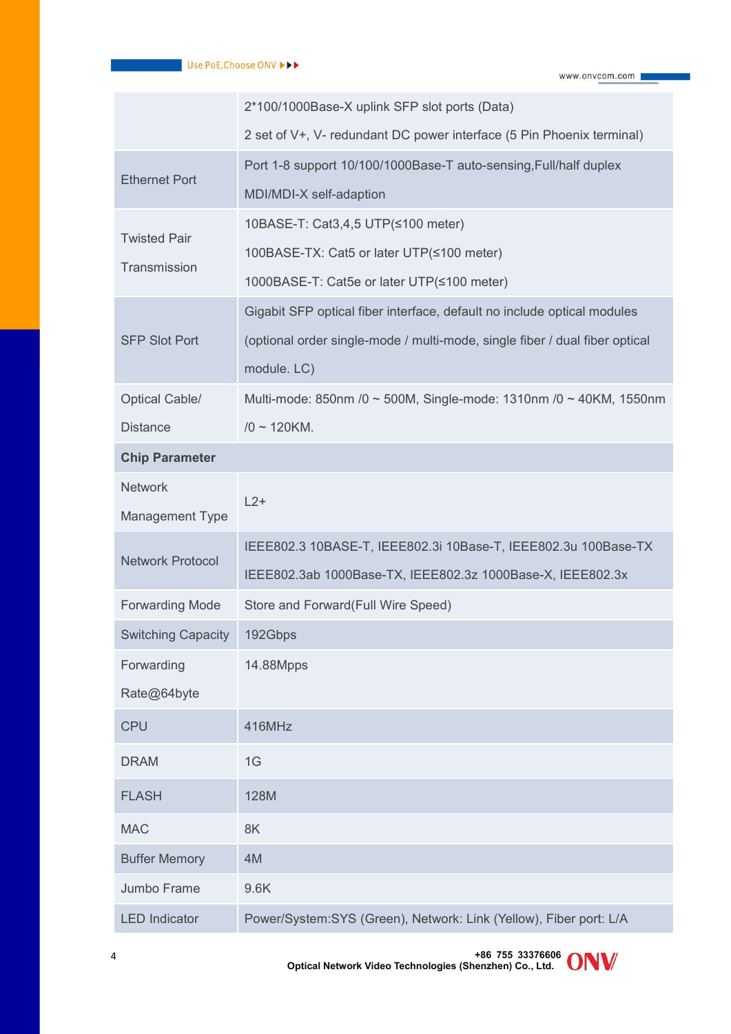| | |
|---|---|
| | 2*100/1000Base-X uplink SFP slot ports (Data)<br>2 set of V+, V- redundant DC power interface (5 Pin Phoenix terminal) |
| Ethernet Port | Port 1-8 support 10/100/1000Base-T auto-sensing,Full/half duplex MDI/MDI-X self-adaption |
| Twisted Pair Transmission | 10BASE-T: Cat3,4,5 UTP(≤100 meter)<br>100BASE-TX: Cat5 or later UTP(≤100 meter)<br>1000BASE-T: Cat5e or later UTP(≤100 meter) |
| SFP Slot Port | Gigabit SFP optical fiber interface, default no include optical modules (optional order single-mode / multi-mode, single fiber / dual fiber optical module. LC) |
| Optical Cable/ Distance | Multi-mode: 850nm /0 ~ 500M, Single-mode: 1310nm /0 ~ 40KM, 1550nm /0 ~ 120KM. |
| **Chip Parameter** | |
| Network Management Type | L2+ |
| Network Protocol | IEEE802.3 10BASE-T, IEEE802.3i 10Base-T, IEEE802.3u 100Base-TX IEEE802.3ab 1000Base-TX, IEEE802.3z 1000Base-X, IEEE802.3x |
| Forwarding Mode | Store and Forward(Full Wire Speed) |
| Switching Capacity | 192Gbps |
| Forwarding Rate@64byte | 14.88Mpps |
| CPU | 416MHz |
| DRAM | 1G |
| FLASH | 128M |
| MAC | 8K |
| Buffer Memory | 4M |
| Jumbo Frame | 9.6K |
| LED Indicator | Power/System:SYS (Green), Network: Link (Yellow), Fiber port: L/A |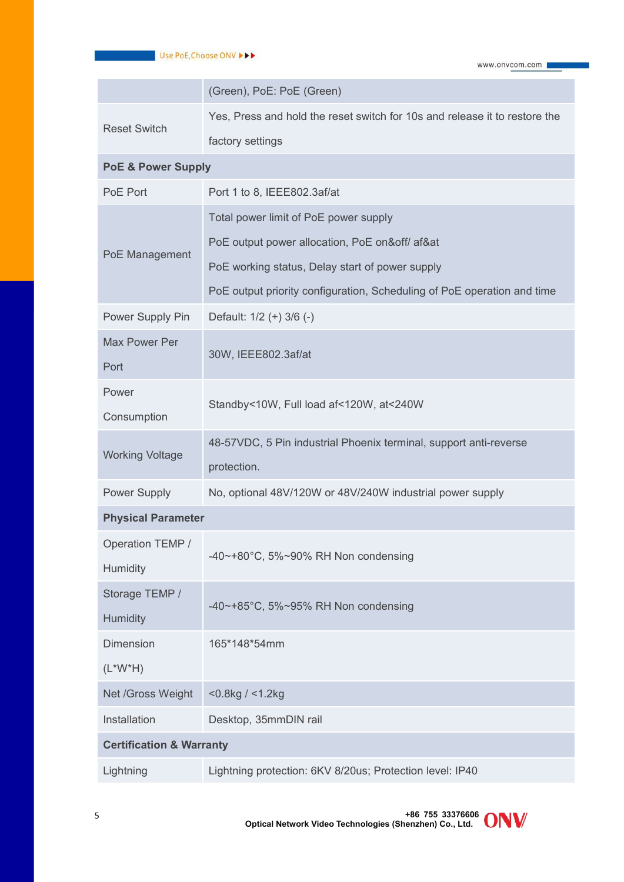| | |
|---|---|
| | (Green), PoE: PoE (Green) |
| Reset Switch | Yes, Press and hold the reset switch for 10s and release it to restore the factory settings |
| **PoE & Power Supply** | |
| PoE Port | Port 1 to 8, IEEE802.3af/at |
| PoE Management | Total power limit of PoE power supply<br>PoE output power allocation, PoE on&off/ af&at<br>PoE working status, Delay start of power supply<br>PoE output priority configuration, Scheduling of PoE operation and time |
| Power Supply Pin | Default: 1/2 (+) 3/6 (-) |
| Max Power Per Port | 30W, IEEE802.3af/at |
| Power Consumption | Standby<10W, Full load af<120W, at<240W |
| Working Voltage | 48-57VDC, 5 Pin industrial Phoenix terminal, support anti-reverse protection. |
| Power Supply | No, optional 48V/120W or 48V/240W industrial power supply |
| **Physical Parameter** | |
| Operation TEMP / Humidity | -40~+80°C, 5%~90% RH Non condensing |
| Storage TEMP / Humidity | -40~+85°C, 5%~95% RH Non condensing |
| Dimension (L*W*H) | 165*148*54mm |
| Net /Gross Weight | <0.8kg / <1.2kg |
| Installation | Desktop, 35mmDIN rail |
| **Certification & Warranty** | |
| Lightning | Lightning protection: 6KV 8/20us; Protection level: IP40 |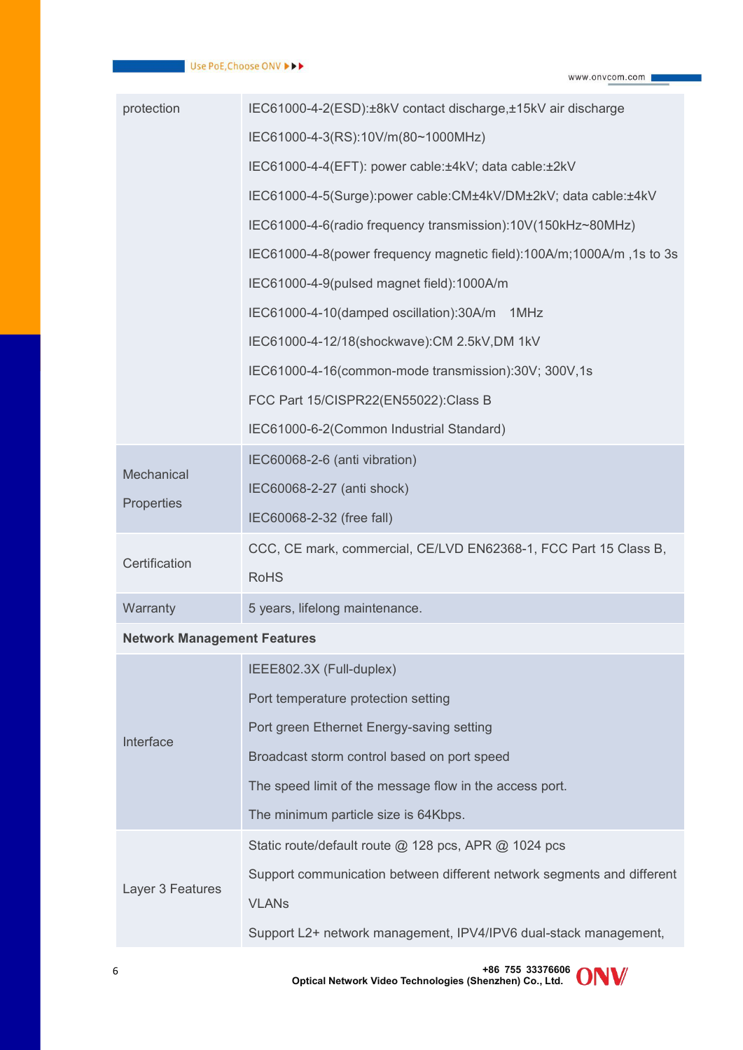| | |
|---|---|
| protection | IEC61000-4-2(ESD):±8kV contact discharge,±15kV air discharge<br>IEC61000-4-3(RS):10V/m(80~1000MHz)<br>IEC61000-4-4(EFT): power cable:±4kV; data cable:±2kV<br>IEC61000-4-5(Surge):power cable:CM±4kV/DM±2kV; data cable:±4kV<br>IEC61000-4-6(radio frequency transmission):10V(150kHz~80MHz)<br>IEC61000-4-8(power frequency magnetic field):100A/m;1000A/m ,1s to 3s<br>IEC61000-4-9(pulsed magnet field):1000A/m<br>IEC61000-4-10(damped oscillation):30A/m 1MHz<br>IEC61000-4-12/18(shockwave):CM 2.5kV,DM 1kV<br>IEC61000-4-16(common-mode transmission):30V; 300V,1s<br>FCC Part 15/CISPR22(EN55022):Class B<br>IEC61000-6-2(Common Industrial Standard) |
| Mechanical Properties | IEC60068-2-6 (anti vibration)<br>IEC60068-2-27 (anti shock)<br>IEC60068-2-32 (free fall) |
| Certification | CCC, CE mark, commercial, CE/LVD EN62368-1, FCC Part 15 Class B, RoHS |
| Warranty | 5 years, lifelong maintenance. |
| **Network Management Features** | |
| Interface | IEEE802.3X (Full-duplex)<br>Port temperature protection setting<br>Port green Ethernet Energy-saving setting<br>Broadcast storm control based on port speed<br>The speed limit of the message flow in the access port.<br>The minimum particle size is 64Kbps. |
| Layer 3 Features | Static route/default route @ 128 pcs, APR @ 1024 pcs<br>Support communication between different network segments and different VLANs<br>Support L2+ network management, IPV4/IPV6 dual-stack management, |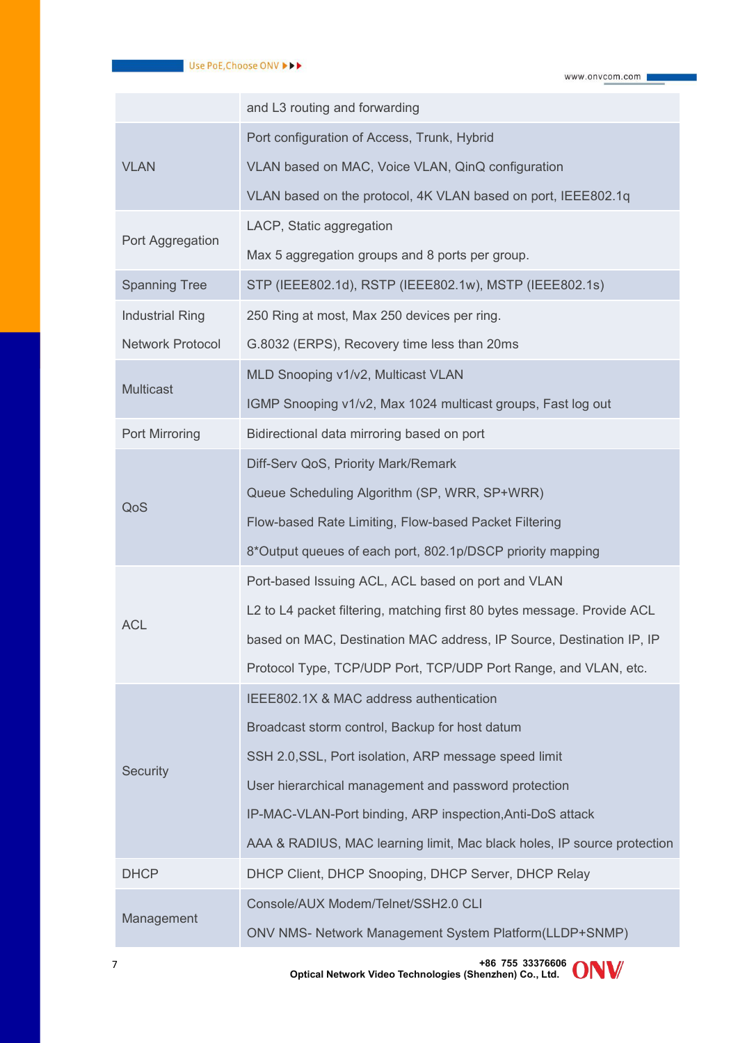| | |
|---|---|
| | and L3 routing and forwarding |
| VLAN | Port configuration of Access, Trunk, Hybrid<br>VLAN based on MAC, Voice VLAN, QinQ configuration<br>VLAN based on the protocol, 4K VLAN based on port, IEEE802.1q |
| Port Aggregation | LACP, Static aggregation<br>Max 5 aggregation groups and 8 ports per group. |
| Spanning Tree | STP (IEEE802.1d), RSTP (IEEE802.1w), MSTP (IEEE802.1s) |
| Industrial Ring Network Protocol | 250 Ring at most, Max 250 devices per ring.<br>G.8032 (ERPS), Recovery time less than 20ms |
| Multicast | MLD Snooping v1/v2, Multicast VLAN<br>IGMP Snooping v1/v2, Max 1024 multicast groups, Fast log out |
| Port Mirroring | Bidirectional data mirroring based on port |
| QoS | Diff-Serv QoS, Priority Mark/Remark<br>Queue Scheduling Algorithm (SP, WRR, SP+WRR)<br>Flow-based Rate Limiting, Flow-based Packet Filtering<br>8*Output queues of each port, 802.1p/DSCP priority mapping |
| ACL | Port-based Issuing ACL, ACL based on port and VLAN<br>L2 to L4 packet filtering, matching first 80 bytes message. Provide ACL based on MAC, Destination MAC address, IP Source, Destination IP, IP Protocol Type, TCP/UDP Port, TCP/UDP Port Range, and VLAN, etc. |
| Security | IEEE802.1X & MAC address authentication<br>Broadcast storm control, Backup for host datum<br>SSH 2.0,SSL, Port isolation, ARP message speed limit<br>User hierarchical management and password protection<br>IP-MAC-VLAN-Port binding, ARP inspection,Anti-DoS attack<br>AAA & RADIUS, MAC learning limit, Mac black holes, IP source protection |
| DHCP | DHCP Client, DHCP Snooping, DHCP Server, DHCP Relay |
| Management | Console/AUX Modem/Telnet/SSH2.0 CLI<br>ONV NMS- Network Management System Platform(LLDP+SNMP) |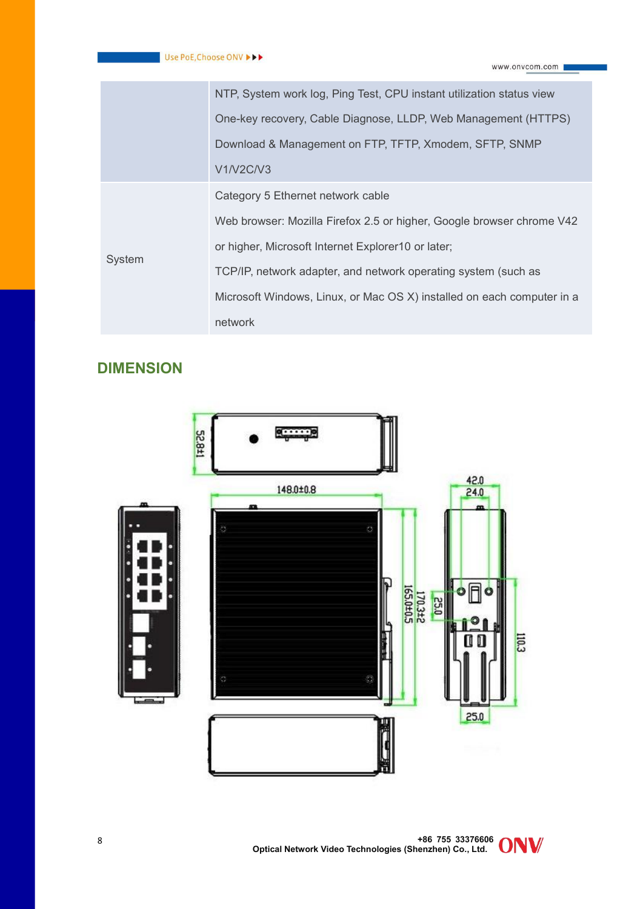|  |  |
|---|---|
|  | NTP, System work log, Ping Test, CPU instant utilization status view<br>One-key recovery, Cable Diagnose, LLDP, Web Management (HTTPS)<br>Download & Management on FTP, TFTP, Xmodem, SFTP, SNMP V1/V2C/V3 |
| System | Category 5 Ethernet network cable<br>Web browser: Mozilla Firefox 2.5 or higher, Google browser chrome V42 or higher, Microsoft Internet Explorer10 or later;<br>TCP/IP, network adapter, and network operating system (such as Microsoft Windows, Linux, or Mac OS X) installed on each computer in a network |

## DIMENSION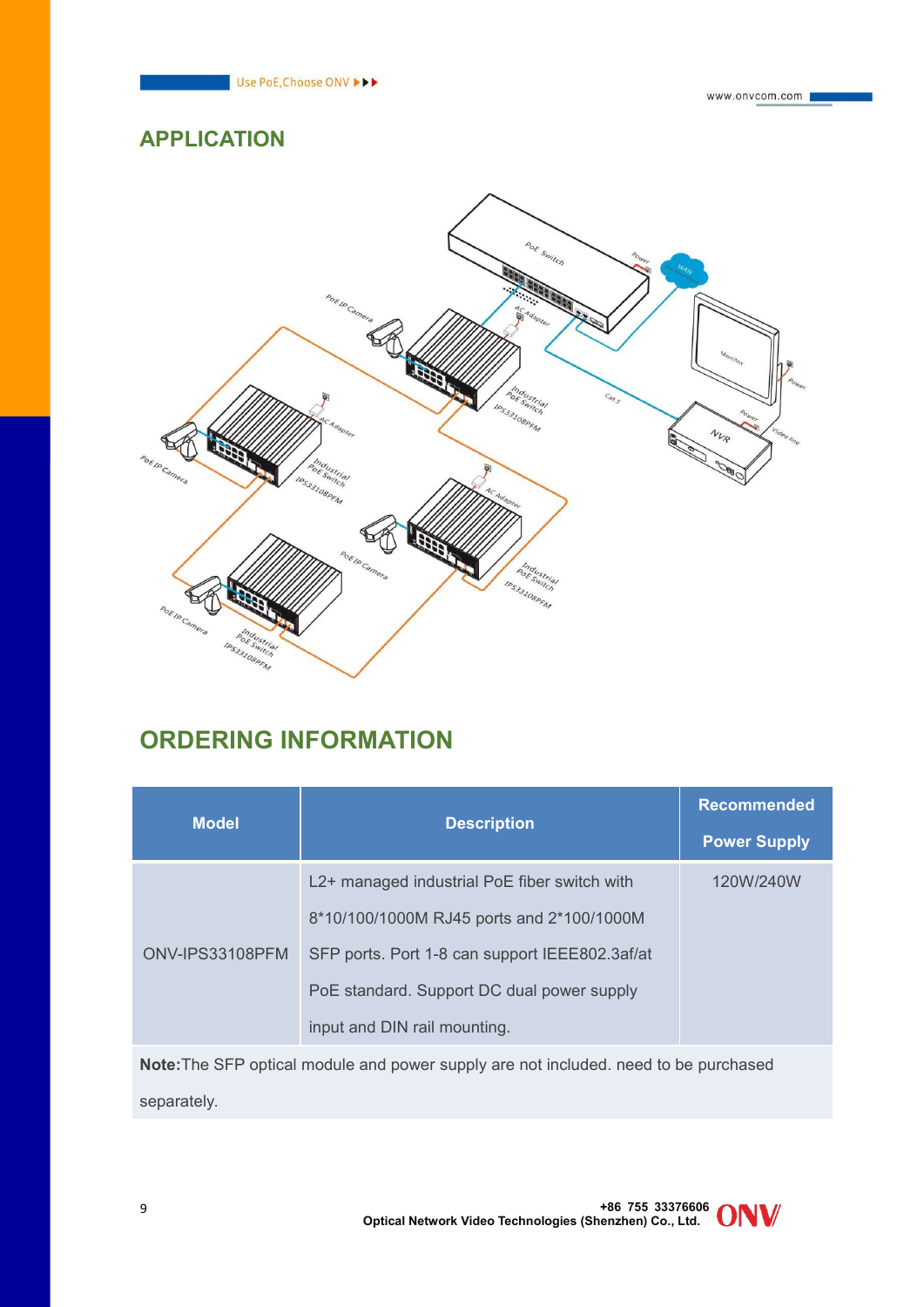## APPLICATION

## ORDERING INFORMATION

| Model | Description | Recommended Power Supply |
|---|---|---|
| ONV-IPS33108PFM | L2+ managed industrial PoE fiber switch with 8*10/100/1000M RJ45 ports and 2*100/1000M SFP ports. Port 1-8 can support IEEE802.3af/at PoE standard. Support DC dual power supply input and DIN rail mounting. | 120W/240W |

**Note:** The SFP optical module and power supply are not included. need to be purchased separately.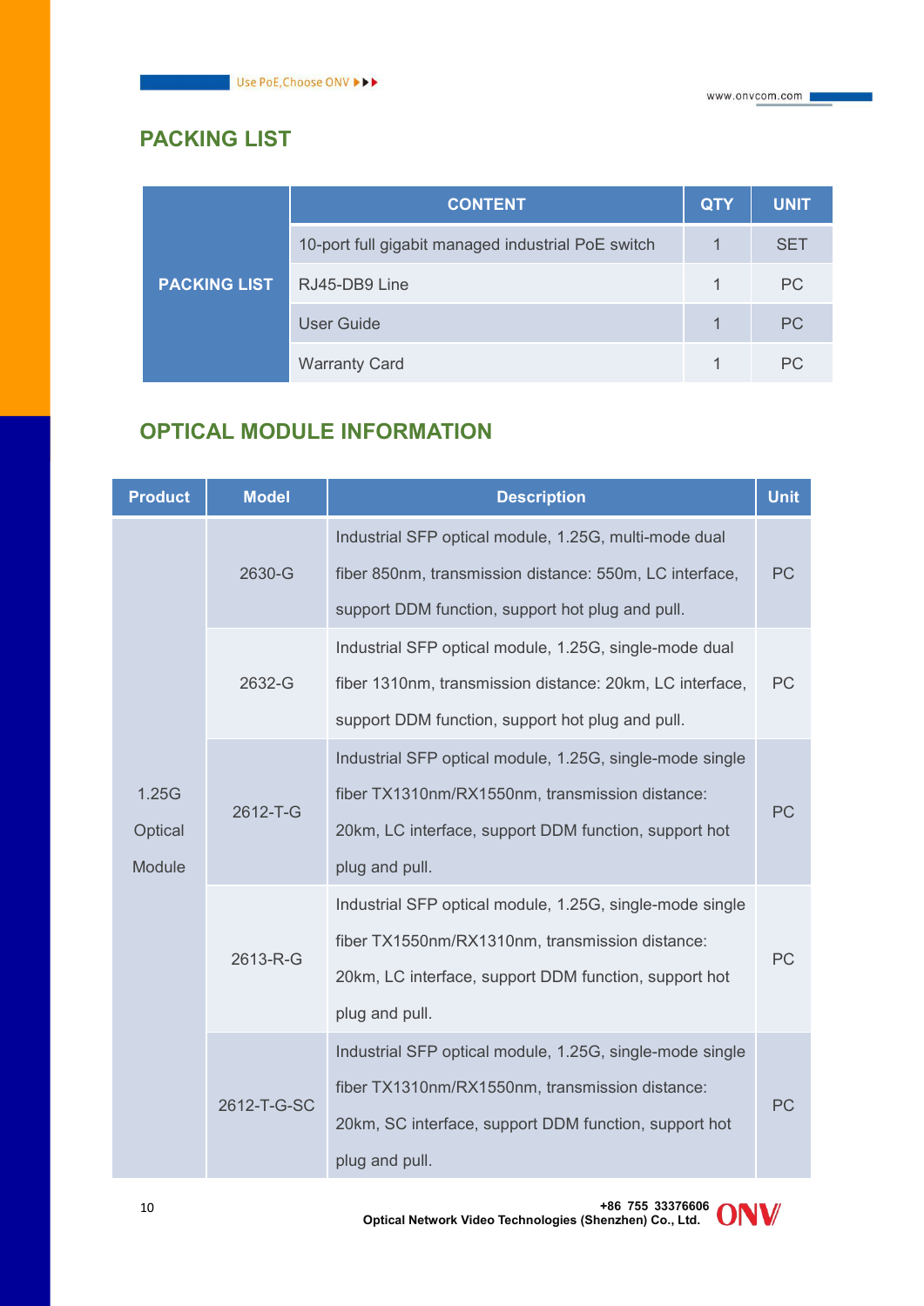## PACKING LIST

| | CONTENT | QTY | UNIT |
|---|---|---|---|
| PACKING LIST | 10-port full gigabit managed industrial PoE switch | 1 | SET |
| | RJ45-DB9 Line | 1 | PC |
| | User Guide | 1 | PC |
| | Warranty Card | 1 | PC |

## OPTICAL MODULE INFORMATION

| Product | Model | Description | Unit |
|---|---|---|---|
| 1.25G Optical Module | 2630-G | Industrial SFP optical module, 1.25G, multi-mode dual fiber 850nm, transmission distance: 550m, LC interface, support DDM function, support hot plug and pull. | PC |
| | 2632-G | Industrial SFP optical module, 1.25G, single-mode dual fiber 1310nm, transmission distance: 20km, LC interface, support DDM function, support hot plug and pull. | PC |
| | 2612-T-G | Industrial SFP optical module, 1.25G, single-mode single fiber TX1310nm/RX1550nm, transmission distance: 20km, LC interface, support DDM function, support hot plug and pull. | PC |
| | 2613-R-G | Industrial SFP optical module, 1.25G, single-mode single fiber TX1550nm/RX1310nm, transmission distance: 20km, LC interface, support DDM function, support hot plug and pull. | PC |
| | 2612-T-G-SC | Industrial SFP optical module, 1.25G, single-mode single fiber TX1310nm/RX1550nm, transmission distance: 20km, SC interface, support DDM function, support hot plug and pull. | PC |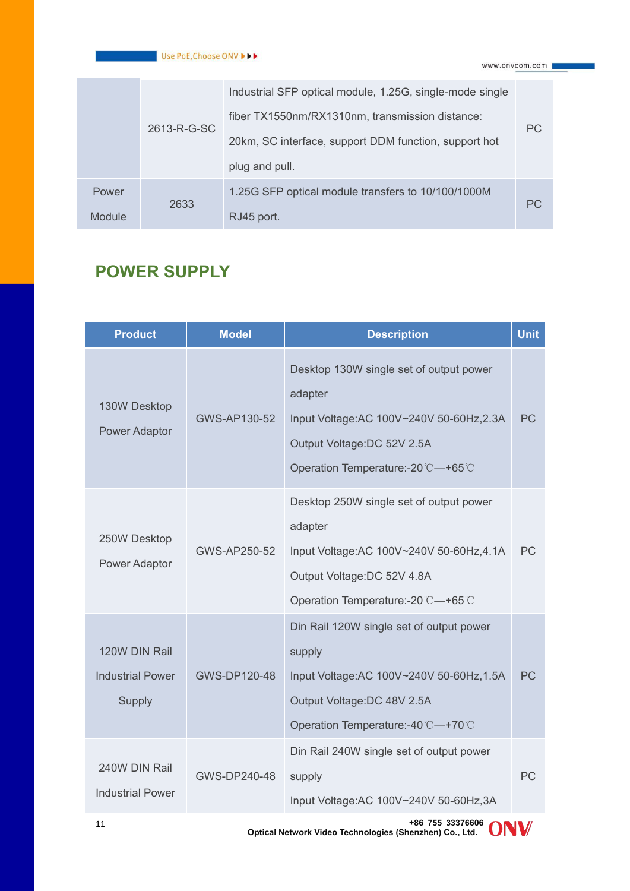| | | | |
|---|---|---|---|
| | 2613-R-G-SC | Industrial SFP optical module, 1.25G, single-mode single fiber TX1550nm/RX1310nm, transmission distance: 20km, SC interface, support DDM function, support hot plug and pull. | PC |
| Power Module | 2633 | 1.25G SFP optical module transfers to 10/100/1000M RJ45 port. | PC |

## POWER SUPPLY

| Product | Model | Description | Unit |
|---|---|---|---|
| 130W Desktop Power Adaptor | GWS-AP130-52 | Desktop 130W single set of output power adapter<br>Input Voltage:AC 100V~240V 50-60Hz,2.3A<br>Output Voltage:DC 52V 2.5A<br>Operation Temperature:-20℃—+65℃ | PC |
| 250W Desktop Power Adaptor | GWS-AP250-52 | Desktop 250W single set of output power adapter<br>Input Voltage:AC 100V~240V 50-60Hz,4.1A<br>Output Voltage:DC 52V 4.8A<br>Operation Temperature:-20℃—+65℃ | PC |
| 120W DIN Rail Industrial Power Supply | GWS-DP120-48 | Din Rail 120W single set of output power supply<br>Input Voltage:AC 100V~240V 50-60Hz,1.5A<br>Output Voltage:DC 48V 2.5A<br>Operation Temperature:-40℃—+70℃ | PC |
| 240W DIN Rail Industrial Power | GWS-DP240-48 | Din Rail 240W single set of output power supply<br>Input Voltage:AC 100V~240V 50-60Hz,3A | PC |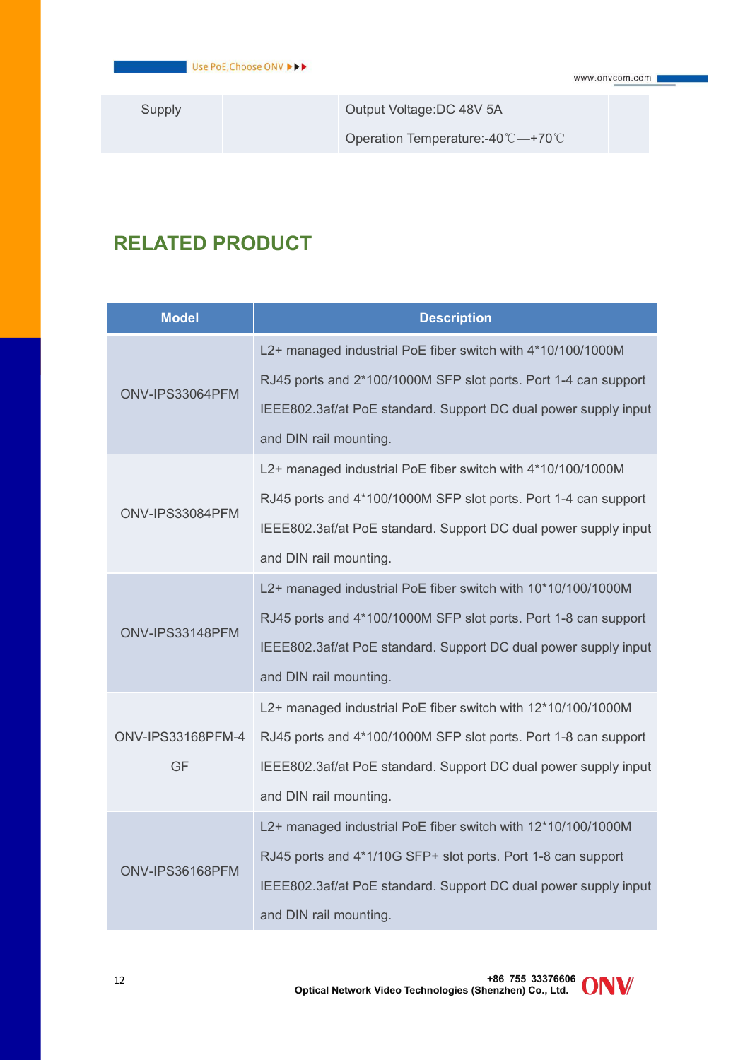| Supply | | Output Voltage:DC 48V 5A<br>Operation Temperature:-40℃—+70℃ | |
|---|---|---|---|

## RELATED PRODUCT

| Model | Description |
|---|---|
| ONV-IPS33064PFM | L2+ managed industrial PoE fiber switch with 4*10/100/1000M RJ45 ports and 2*100/1000M SFP slot ports. Port 1-4 can support IEEE802.3af/at PoE standard. Support DC dual power supply input and DIN rail mounting. |
| ONV-IPS33084PFM | L2+ managed industrial PoE fiber switch with 4*10/100/1000M RJ45 ports and 4*100/1000M SFP slot ports. Port 1-4 can support IEEE802.3af/at PoE standard. Support DC dual power supply input and DIN rail mounting. |
| ONV-IPS33148PFM | L2+ managed industrial PoE fiber switch with 10*10/100/1000M RJ45 ports and 4*100/1000M SFP slot ports. Port 1-8 can support IEEE802.3af/at PoE standard. Support DC dual power supply input and DIN rail mounting. |
| ONV-IPS33168PFM-4GF | L2+ managed industrial PoE fiber switch with 12*10/100/1000M RJ45 ports and 4*100/1000M SFP slot ports. Port 1-8 can support IEEE802.3af/at PoE standard. Support DC dual power supply input and DIN rail mounting. |
| ONV-IPS36168PFM | L2+ managed industrial PoE fiber switch with 12*10/100/1000M RJ45 ports and 4*1/10G SFP+ slot ports. Port 1-8 can support IEEE802.3af/at PoE standard. Support DC dual power supply input and DIN rail mounting. |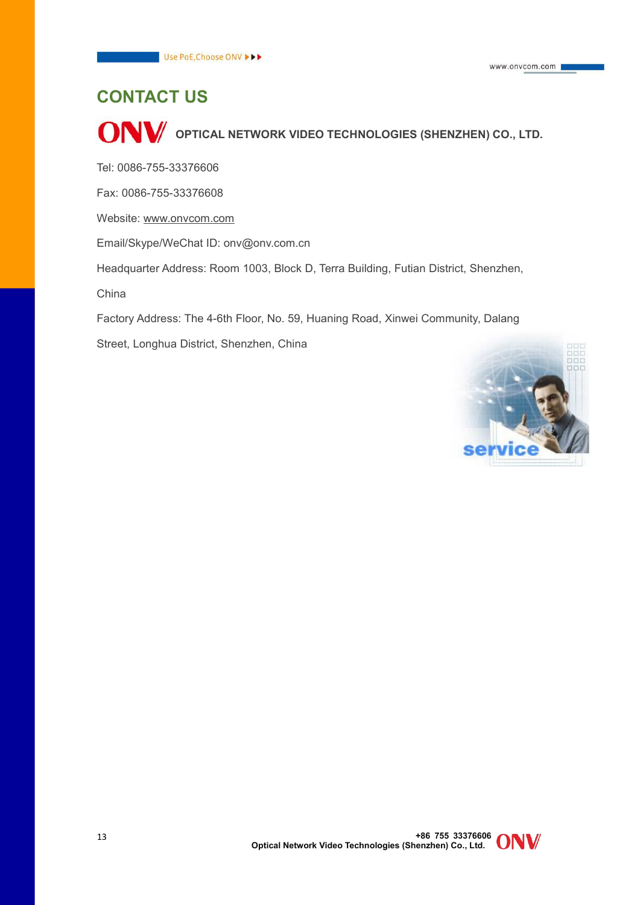## CONTACT US

**OPTICAL NETWORK VIDEO TECHNOLOGIES (SHENZHEN) CO., LTD.**

Tel: 0086-755-33376606

Fax: 0086-755-33376608

Website: www.onvcom.com

Email/Skype/WeChat ID: onv@onv.com.cn

Headquarter Address: Room 1003, Block D, Terra Building, Futian District, Shenzhen, China

Factory Address: The 4-6th Floor, No. 59, Huaning Road, Xinwei Community, Dalang Street, Longhua District, Shenzhen, China